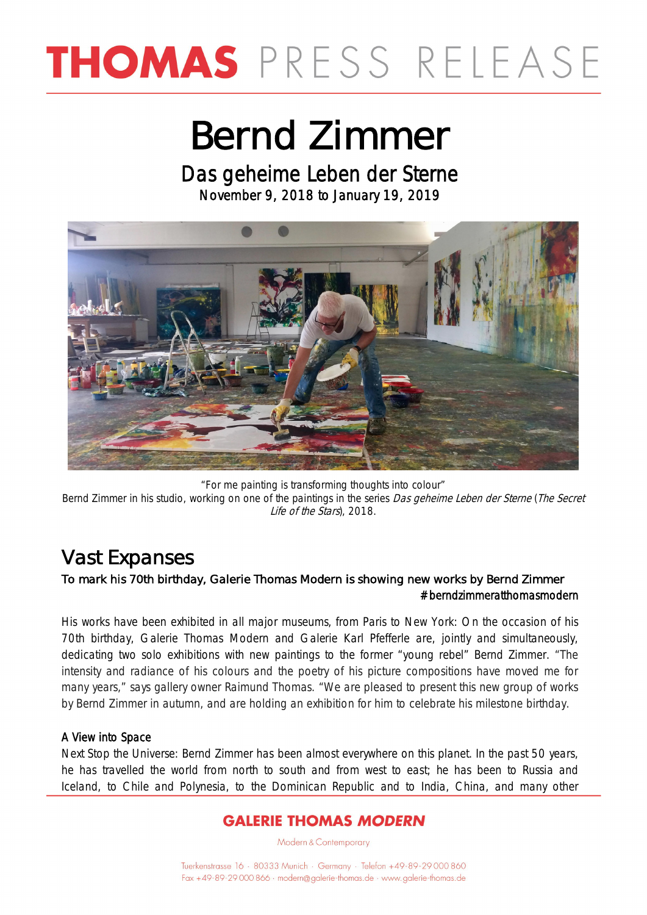# THOMAS PRESS RELEASE

# Bernd Zimmer

## Das geheime Leben der Sterne

November 9, 2018 to January 19, 2019

"For me painting is transforming thoughts into colour"
Bernd Zimmer in his studio, working on one of the paintings in the series *Das geheime Leben der Sterne* (*The Secret Life of the Stars*), 2018.

## Vast Expanses

**To mark his 70th birthday, Galerie Thomas Modern is showing new works by Bernd Zimmer**

#berndzimmeratthomasmodern

His works have been exhibited in all major museums, from Paris to New York: On the occasion of his 70th birthday, Galerie Thomas Modern and Galerie Karl Pfefferle are, jointly and simultaneously, dedicating two solo exhibitions with new paintings to the former "young rebel" Bernd Zimmer. "The intensity and radiance of his colours and the poetry of his picture compositions have moved me for many years," says gallery owner Raimund Thomas. "We are pleased to present this new group of works by Bernd Zimmer in autumn, and are holding an exhibition for him to celebrate his milestone birthday.

### A View into Space

Next Stop the Universe: Bernd Zimmer has been almost everywhere on this planet. In the past 50 years, he has travelled the world from north to south and from west to east; he has been to Russia and Iceland, to Chile and Polynesia, to the Dominican Republic and to India, China, and many other

**GALERIE THOMAS *MODERN***

Modern & Contemporary

Tuerkenstrasse 16 · 80333 Munich · Germany · Telefon +49-89-29 000 860
Fax +49-89-29 000 866 · modern@galerie-thomas.de · www.galerie-thomas.de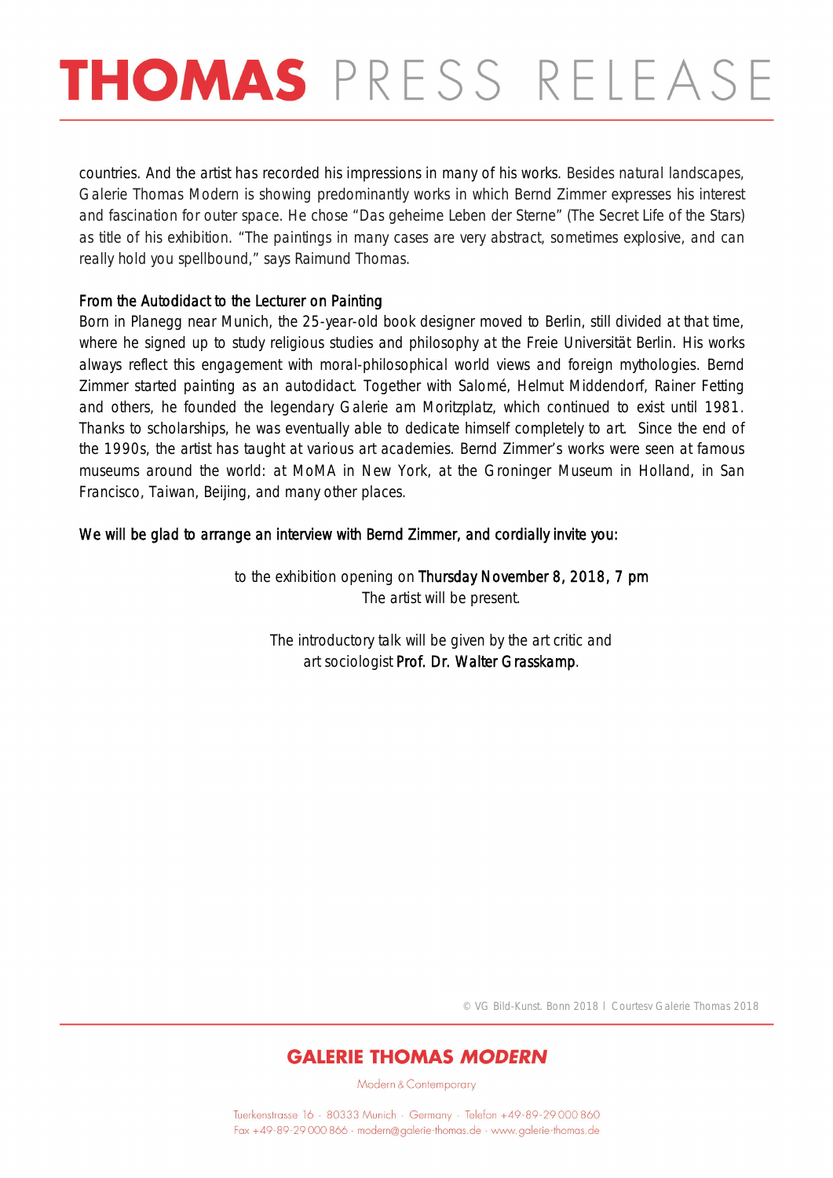countries. And the artist has recorded his impressions in many of his works. Besides natural landscapes, Galerie Thomas Modern is showing predominantly works in which Bernd Zimmer expresses his interest and fascination for outer space. He chose "Das geheime Leben der Sterne" (The Secret Life of the Stars) as title of his exhibition. "The paintings in many cases are very abstract, sometimes explosive, and can really hold you spellbound," says Raimund Thomas.

**From the Autodidact to the Lecturer on Painting**

Born in Planegg near Munich, the 25-year-old book designer moved to Berlin, still divided at that time, where he signed up to study religious studies and philosophy at the Freie Universität Berlin. His works always reflect this engagement with moral-philosophical world views and foreign mythologies. Bernd Zimmer started painting as an autodidact. Together with Salomé, Helmut Middendorf, Rainer Fetting and others, he founded the legendary Galerie am Moritzplatz, which continued to exist until 1981. Thanks to scholarships, he was eventually able to dedicate himself completely to art. Since the end of the 1990s, the artist has taught at various art academies. Bernd Zimmer's works were seen at famous museums around the world: at MoMA in New York, at the Groninger Museum in Holland, in San Francisco, Taiwan, Beijing, and many other places.

**We will be glad to arrange an interview with Bernd Zimmer, and cordially invite you:**

to the exhibition opening on **Thursday November 8, 2018, 7 pm**
The artist will be present.

The introductory talk will be given by the art critic and art sociologist **Prof. Dr. Walter Grasskamp**.

© VG Bild-Kunst. Bonn 2018 | Courtesy Galerie Thomas 2018

GALERIE THOMAS MODERN

Modern & Contemporary

Tuerkenstrasse 16 · 80333 Munich · Germany · Telefon +49-89-29 000 860
Fax +49-89-29 000 866 · modern@galerie-thomas.de · www.galerie-thomas.de